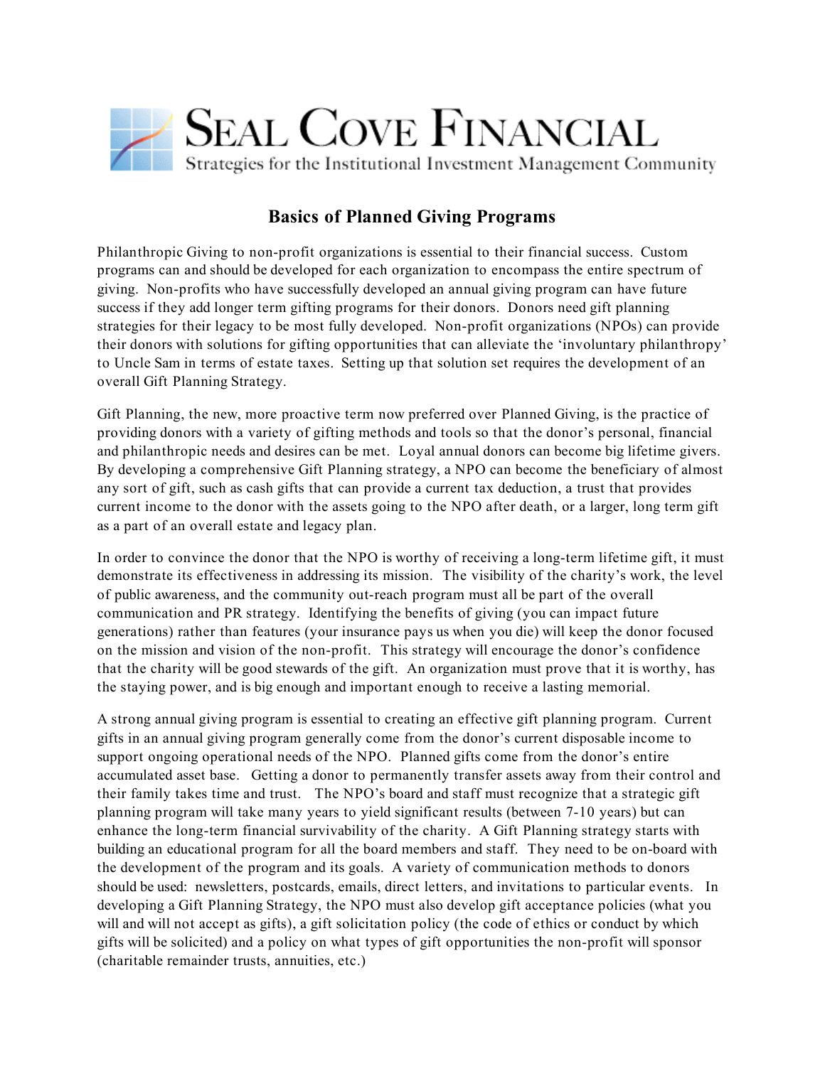# Seal Cove Financial

Strategies for the Institutional Investment Management Community

## Basics of Planned Giving Programs

Philanthropic Giving to non-profit organizations is essential to their financial success. Custom programs can and should be developed for each organization to encompass the entire spectrum of giving. Non-profits who have successfully developed an annual giving program can have future success if they add longer term gifting programs for their donors. Donors need gift planning strategies for their legacy to be most fully developed. Non-profit organizations (NPOs) can provide their donors with solutions for gifting opportunities that can alleviate the 'involuntary philanthropy' to Uncle Sam in terms of estate taxes. Setting up that solution set requires the development of an overall Gift Planning Strategy.

Gift Planning, the new, more proactive term now preferred over Planned Giving, is the practice of providing donors with a variety of gifting methods and tools so that the donor's personal, financial and philanthropic needs and desires can be met. Loyal annual donors can become big lifetime givers. By developing a comprehensive Gift Planning strategy, a NPO can become the beneficiary of almost any sort of gift, such as cash gifts that can provide a current tax deduction, a trust that provides current income to the donor with the assets going to the NPO after death, or a larger, long term gift as a part of an overall estate and legacy plan.

In order to convince the donor that the NPO is worthy of receiving a long-term lifetime gift, it must demonstrate its effectiveness in addressing its mission. The visibility of the charity's work, the level of public awareness, and the community out-reach program must all be part of the overall communication and PR strategy. Identifying the benefits of giving (you can impact future generations) rather than features (your insurance pays us when you die) will keep the donor focused on the mission and vision of the non-profit. This strategy will encourage the donor's confidence that the charity will be good stewards of the gift. An organization must prove that it is worthy, has the staying power, and is big enough and important enough to receive a lasting memorial.

A strong annual giving program is essential to creating an effective gift planning program. Current gifts in an annual giving program generally come from the donor's current disposable income to support ongoing operational needs of the NPO. Planned gifts come from the donor's entire accumulated asset base. Getting a donor to permanently transfer assets away from their control and their family takes time and trust. The NPO's board and staff must recognize that a strategic gift planning program will take many years to yield significant results (between 7-10 years) but can enhance the long-term financial survivability of the charity. A Gift Planning strategy starts with building an educational program for all the board members and staff. They need to be on-board with the development of the program and its goals. A variety of communication methods to donors should be used: newsletters, postcards, emails, direct letters, and invitations to particular events. In developing a Gift Planning Strategy, the NPO must also develop gift acceptance policies (what you will and will not accept as gifts), a gift solicitation policy (the code of ethics or conduct by which gifts will be solicited) and a policy on what types of gift opportunities the non-profit will sponsor (charitable remainder trusts, annuities, etc.)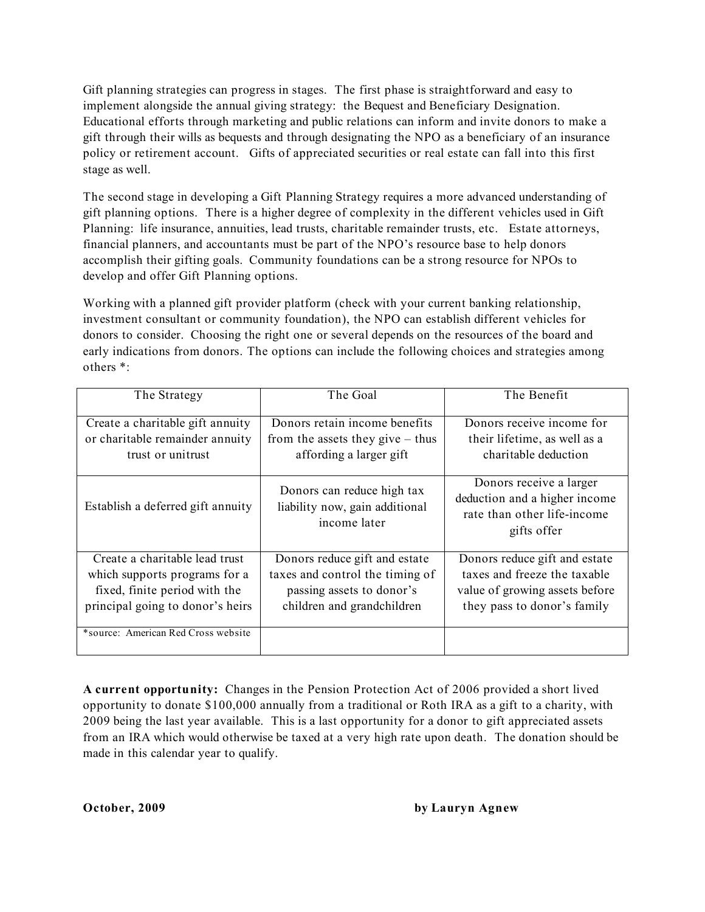Gift planning strategies can progress in stages. The first phase is straightforward and easy to implement alongside the annual giving strategy: the Bequest and Beneficiary Designation. Educational efforts through marketing and public relations can inform and invite donors to make a gift through their wills as bequests and through designating the NPO as a beneficiary of an insurance policy or retirement account. Gifts of appreciated securities or real estate can fall into this first stage as well.

The second stage in developing a Gift Planning Strategy requires a more advanced understanding of gift planning options. There is a higher degree of complexity in the different vehicles used in Gift Planning: life insurance, annuities, lead trusts, charitable remainder trusts, etc. Estate attorneys, financial planners, and accountants must be part of the NPO's resource base to help donors accomplish their gifting goals. Community foundations can be a strong resource for NPOs to develop and offer Gift Planning options.

Working with a planned gift provider platform (check with your current banking relationship, investment consultant or community foundation), the NPO can establish different vehicles for donors to consider. Choosing the right one or several depends on the resources of the board and early indications from donors. The options can include the following choices and strategies among others *:

| The Strategy | The Goal | The Benefit |
|---|---|---|
| Create a charitable gift annuity or charitable remainder annuity trust or unitrust | Donors retain income benefits from the assets they give – thus affording a larger gift | Donors receive income for their lifetime, as well as a charitable deduction |
| Establish a deferred gift annuity | Donors can reduce high tax liability now, gain additional income later | Donors receive a larger deduction and a higher income rate than other life-income gifts offer |
| Create a charitable lead trust which supports programs for a fixed, finite period with the principal going to donor's heirs | Donors reduce gift and estate taxes and control the timing of passing assets to donor's children and grandchildren | Donors reduce gift and estate taxes and freeze the taxable value of growing assets before they pass to donor's family |
| *source: American Red Cross website | | |

**A current opportunity:** Changes in the Pension Protection Act of 2006 provided a short lived opportunity to donate $100,000 annually from a traditional or Roth IRA as a gift to a charity, with 2009 being the last year available. This is a last opportunity for a donor to gift appreciated assets from an IRA which would otherwise be taxed at a very high rate upon death. The donation should be made in this calendar year to qualify.

**October, 2009** **by Lauryn Agnew**